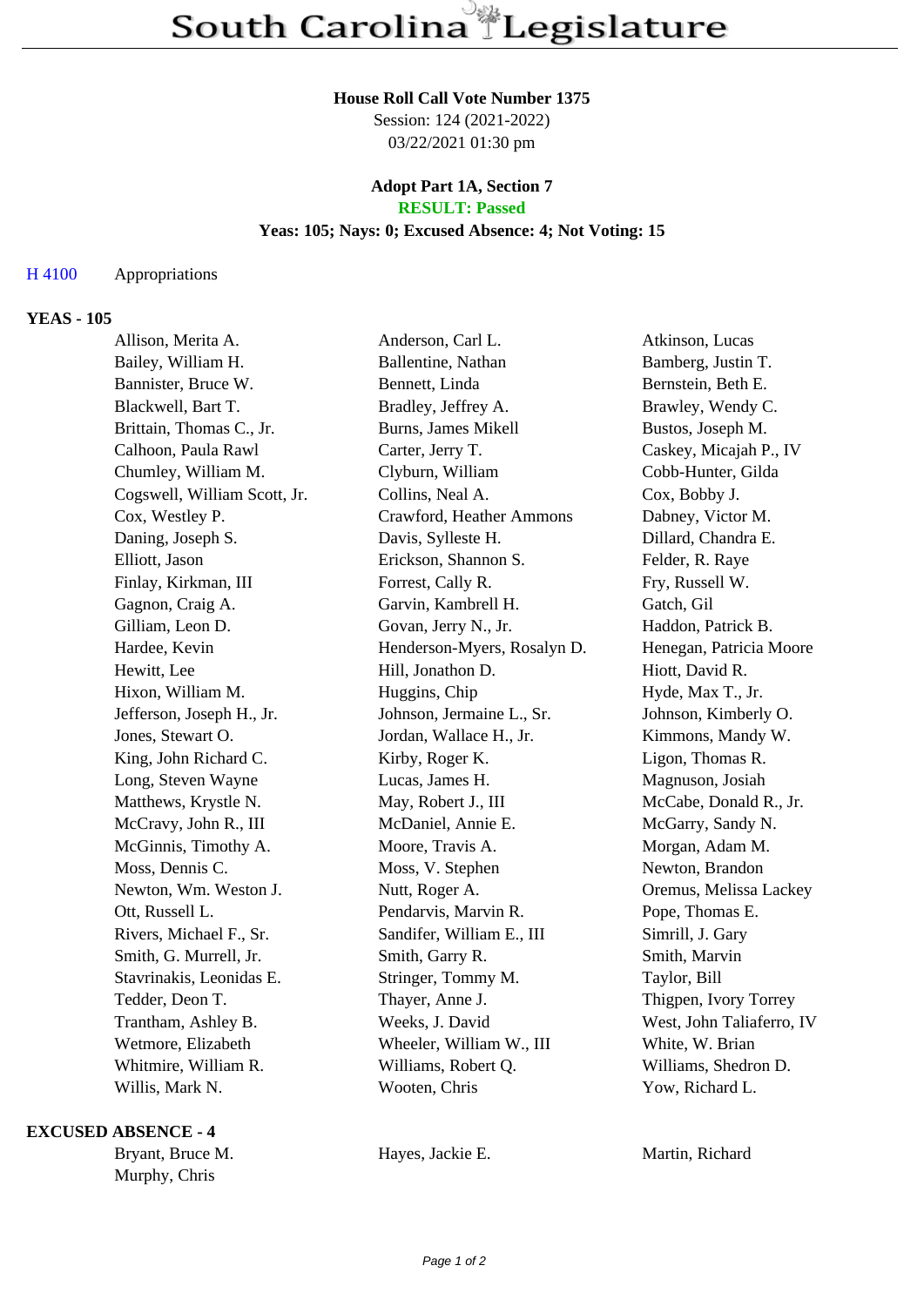# South Carolina Legislature

**House Roll Call Vote Number 1375**
Session: 124 (2021-2022)
03/22/2021 01:30 pm

**Adopt Part 1A, Section 7**
**RESULT: Passed**
**Yeas: 105; Nays: 0; Excused Absence: 4; Not Voting: 15**

H 4100 Appropriations

## YEAS - 105

| | | |
|---|---|---|
| Allison, Merita A. | Anderson, Carl L. | Atkinson, Lucas |
| Bailey, William H. | Ballentine, Nathan | Bamberg, Justin T. |
| Bannister, Bruce W. | Bennett, Linda | Bernstein, Beth E. |
| Blackwell, Bart T. | Bradley, Jeffrey A. | Brawley, Wendy C. |
| Brittain, Thomas C., Jr. | Burns, James Mikell | Bustos, Joseph M. |
| Calhoon, Paula Rawl | Carter, Jerry T. | Caskey, Micajah P., IV |
| Chumley, William M. | Clyburn, William | Cobb-Hunter, Gilda |
| Cogswell, William Scott, Jr. | Collins, Neal A. | Cox, Bobby J. |
| Cox, Westley P. | Crawford, Heather Ammons | Dabney, Victor M. |
| Daning, Joseph S. | Davis, Sylleste H. | Dillard, Chandra E. |
| Elliott, Jason | Erickson, Shannon S. | Felder, R. Raye |
| Finlay, Kirkman, III | Forrest, Cally R. | Fry, Russell W. |
| Gagnon, Craig A. | Garvin, Kambrell H. | Gatch, Gil |
| Gilliam, Leon D. | Govan, Jerry N., Jr. | Haddon, Patrick B. |
| Hardee, Kevin | Henderson-Myers, Rosalyn D. | Henegan, Patricia Moore |
| Hewitt, Lee | Hill, Jonathon D. | Hiott, David R. |
| Hixon, William M. | Huggins, Chip | Hyde, Max T., Jr. |
| Jefferson, Joseph H., Jr. | Johnson, Jermaine L., Sr. | Johnson, Kimberly O. |
| Jones, Stewart O. | Jordan, Wallace H., Jr. | Kimmons, Mandy W. |
| King, John Richard C. | Kirby, Roger K. | Ligon, Thomas R. |
| Long, Steven Wayne | Lucas, James H. | Magnuson, Josiah |
| Matthews, Krystle N. | May, Robert J., III | McCabe, Donald R., Jr. |
| McCravy, John R., III | McDaniel, Annie E. | McGarry, Sandy N. |
| McGinnis, Timothy A. | Moore, Travis A. | Morgan, Adam M. |
| Moss, Dennis C. | Moss, V. Stephen | Newton, Brandon |
| Newton, Wm. Weston J. | Nutt, Roger A. | Oremus, Melissa Lackey |
| Ott, Russell L. | Pendarvis, Marvin R. | Pope, Thomas E. |
| Rivers, Michael F., Sr. | Sandifer, William E., III | Simrill, J. Gary |
| Smith, G. Murrell, Jr. | Smith, Garry R. | Smith, Marvin |
| Stavrinakis, Leonidas E. | Stringer, Tommy M. | Taylor, Bill |
| Tedder, Deon T. | Thayer, Anne J. | Thigpen, Ivory Torrey |
| Trantham, Ashley B. | Weeks, J. David | West, John Taliaferro, IV |
| Wetmore, Elizabeth | Wheeler, William W., III | White, W. Brian |
| Whitmire, William R. | Williams, Robert Q. | Williams, Shedron D. |
| Willis, Mark N. | Wooten, Chris | Yow, Richard L. |

## EXCUSED ABSENCE - 4

| | | |
|---|---|---|
| Bryant, Bruce M. | Hayes, Jackie E. | Martin, Richard |
| Murphy, Chris | | |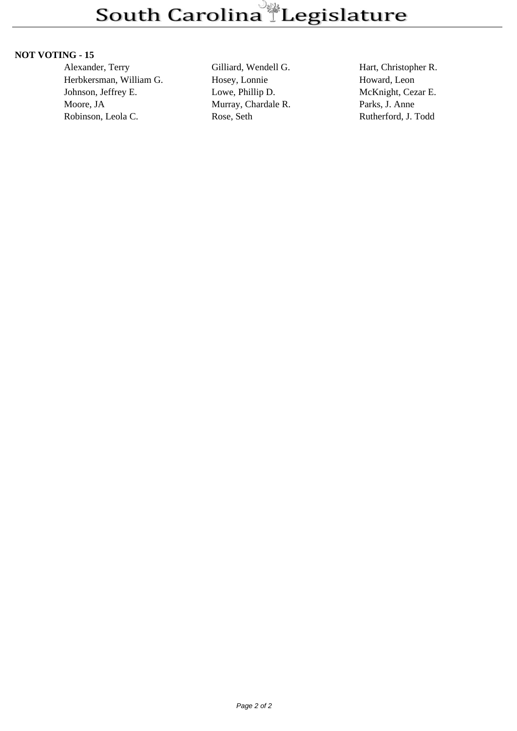**NOT VOTING - 15**

| | | |
|---|---|---|
| Alexander, Terry | Gilliard, Wendell G. | Hart, Christopher R. |
| Herbkersman, William G. | Hosey, Lonnie | Howard, Leon |
| Johnson, Jeffrey E. | Lowe, Phillip D. | McKnight, Cezar E. |
| Moore, JA | Murray, Chardale R. | Parks, J. Anne |
| Robinson, Leola C. | Rose, Seth | Rutherford, J. Todd |